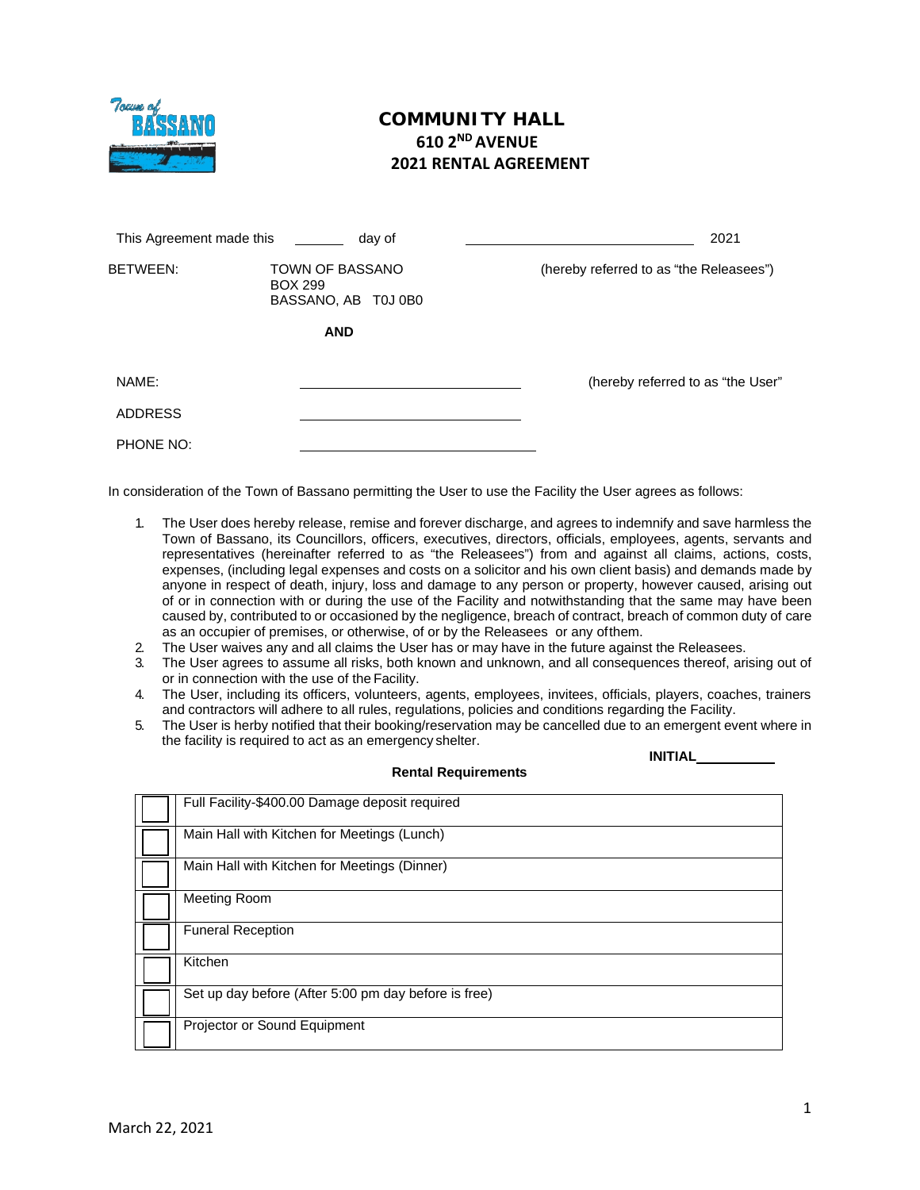# COMMUNITY HALL
## 610 2ND AVENUE
## 2021 RENTAL AGREEMENT

This Agreement made this _______ day of _________________________ 2021

BETWEEN: TOWN OF BASSANO
BOX 299
BASSANO, AB T0J 0B0
(hereby referred to as "the Releasees")

**AND**

NAME: ____________________________ (hereby referred to as "the User"

ADDRESS ____________________________

PHONE NO: ____________________________

In consideration of the Town of Bassano permitting the User to use the Facility the User agrees as follows:

1. The User does hereby release, remise and forever discharge, and agrees to indemnify and save harmless the Town of Bassano, its Councillors, officers, executives, directors, officials, employees, agents, servants and representatives (hereinafter referred to as "the Releasees") from and against all claims, actions, costs, expenses, (including legal expenses and costs on a solicitor and his own client basis) and demands made by anyone in respect of death, injury, loss and damage to any person or property, however caused, arising out of or in connection with or during the use of the Facility and notwithstanding that the same may have been caused by, contributed to or occasioned by the negligence, breach of contract, breach of common duty of care as an occupier of premises, or otherwise, of or by the Releasees or any of them.
2. The User waives any and all claims the User has or may have in the future against the Releasees.
3. The User agrees to assume all risks, both known and unknown, and all consequences thereof, arising out of or in connection with the use of the Facility.
4. The User, including its officers, volunteers, agents, employees, invitees, officials, players, coaches, trainers and contractors will adhere to all rules, regulations, policies and conditions regarding the Facility.
5. The User is herby notified that their booking/reservation may be cancelled due to an emergent event where in the facility is required to act as an emergency shelter.

**INITIAL**__________

**Rental Requirements**

| | |
|---|---|
| ☐ | Full Facility-$400.00 Damage deposit required |
| ☐ | Main Hall with Kitchen for Meetings (Lunch) |
| ☐ | Main Hall with Kitchen for Meetings (Dinner) |
| ☐ | Meeting Room |
| ☐ | Funeral Reception |
| ☐ | Kitchen |
| ☐ | Set up day before (After 5:00 pm day before is free) |
| ☐ | Projector or Sound Equipment |

March 22, 2021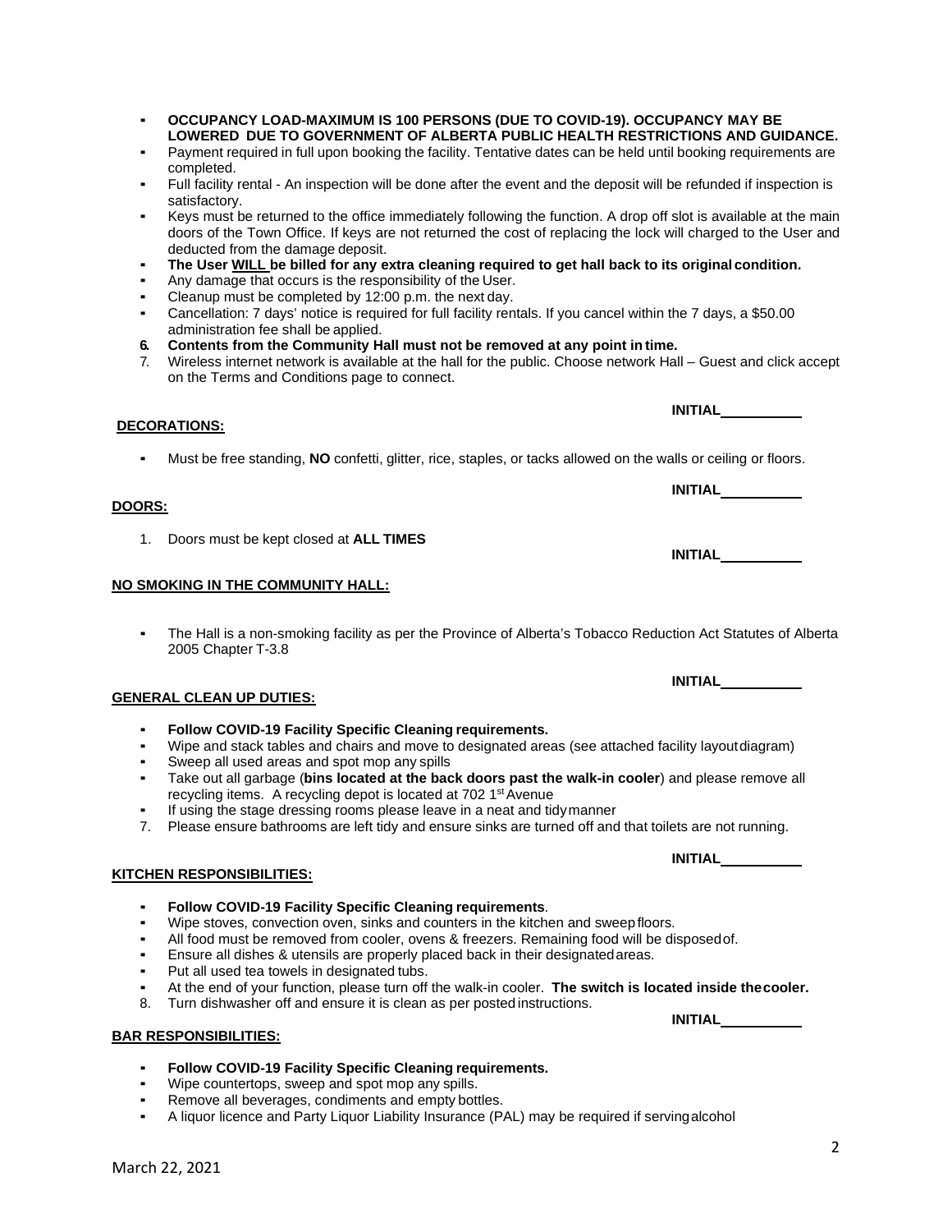- **OCCUPANCY LOAD-MAXIMUM IS 100 PERSONS (DUE TO COVID-19). OCCUPANCY MAY BE LOWERED DUE TO GOVERNMENT OF ALBERTA PUBLIC HEALTH RESTRICTIONS AND GUIDANCE.**
- Payment required in full upon booking the facility. Tentative dates can be held until booking requirements are completed.
- Full facility rental - An inspection will be done after the event and the deposit will be refunded if inspection is satisfactory.
- Keys must be returned to the office immediately following the function. A drop off slot is available at the main doors of the Town Office. If keys are not returned the cost of replacing the lock will charged to the User and deducted from the damage deposit.
- **The User WILL be billed for any extra cleaning required to get hall back to its original condition.**
- Any damage that occurs is the responsibility of the User.
- Cleanup must be completed by 12:00 p.m. the next day.
- Cancellation: 7 days' notice is required for full facility rentals. If you cancel within the 7 days, a $50.00 administration fee shall be applied.

6. **Contents from the Community Hall must not be removed at any point in time.**
7. Wireless internet network is available at the hall for the public. Choose network Hall – Guest and click accept on the Terms and Conditions page to connect.

**INITIAL__________**

**DECORATIONS:**

- Must be free standing, **NO** confetti, glitter, rice, staples, or tacks allowed on the walls or ceiling or floors.

**INITIAL__________**

**DOORS:**

1. Doors must be kept closed at **ALL TIMES**

**INITIAL__________**

**NO SMOKING IN THE COMMUNITY HALL:**

- The Hall is a non-smoking facility as per the Province of Alberta's Tobacco Reduction Act Statutes of Alberta 2005 Chapter T-3.8

**INITIAL__________**

**GENERAL CLEAN UP DUTIES:**

- **Follow COVID-19 Facility Specific Cleaning requirements.**
- Wipe and stack tables and chairs and move to designated areas (see attached facility layout diagram)
- Sweep all used areas and spot mop any spills
- Take out all garbage (**bins located at the back doors past the walk-in cooler**) and please remove all recycling items. A recycling depot is located at 702 1st Avenue
- If using the stage dressing rooms please leave in a neat and tidy manner

7. Please ensure bathrooms are left tidy and ensure sinks are turned off and that toilets are not running.

**INITIAL__________**

**KITCHEN RESPONSIBILITIES:**

- **Follow COVID-19 Facility Specific Cleaning requirements**.
- Wipe stoves, convection oven, sinks and counters in the kitchen and sweep floors.
- All food must be removed from cooler, ovens & freezers. Remaining food will be disposed of.
- Ensure all dishes & utensils are properly placed back in their designated areas.
- Put all used tea towels in designated tubs.
- At the end of your function, please turn off the walk-in cooler. **The switch is located inside the cooler.**

8. Turn dishwasher off and ensure it is clean as per posted instructions.

**INITIAL__________**

**BAR RESPONSIBILITIES:**

- **Follow COVID-19 Facility Specific Cleaning requirements.**
- Wipe countertops, sweep and spot mop any spills.
- Remove all beverages, condiments and empty bottles.
- A liquor licence and Party Liquor Liability Insurance (PAL) may be required if serving alcohol

March 22, 2021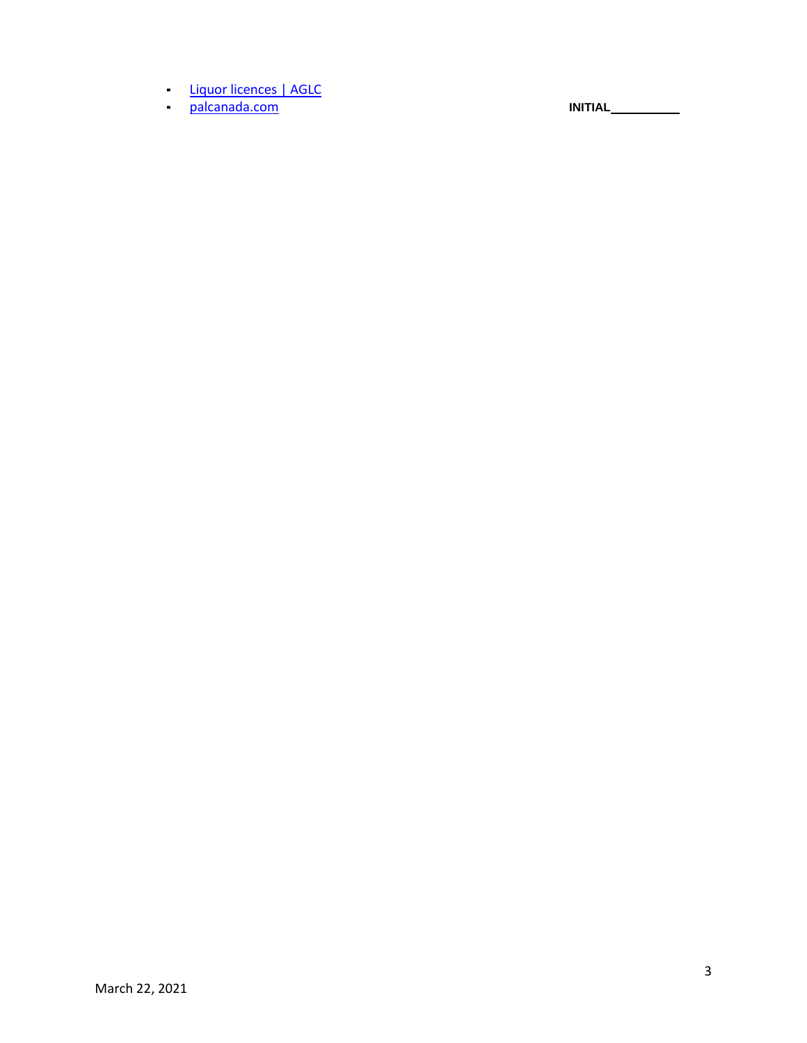- Liquor licences | AGLC
- palcanada.com

**INITIAL**\_\_\_\_\_\_\_\_\_\_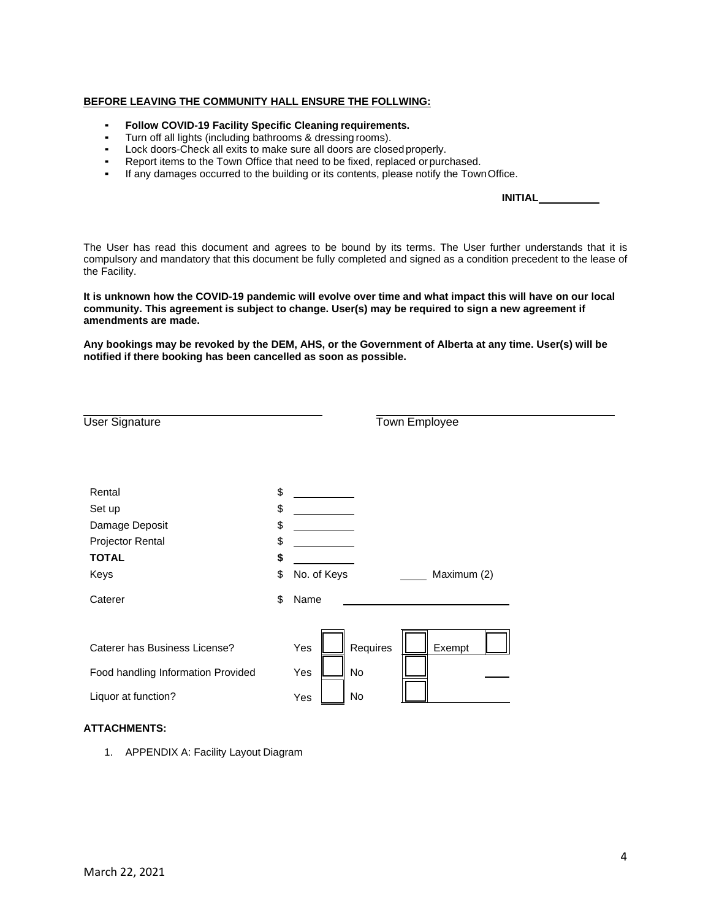**BEFORE LEAVING THE COMMUNITY HALL ENSURE THE FOLLWING:**

- **Follow COVID-19 Facility Specific Cleaning requirements.**
- Turn off all lights (including bathrooms & dressing rooms).
- Lock doors-Check all exits to make sure all doors are closed properly.
- Report items to the Town Office that need to be fixed, replaced or purchased.
- If any damages occurred to the building or its contents, please notify the Town Office.

**INITIAL**\_\_\_\_\_\_\_\_\_\_

The User has read this document and agrees to be bound by its terms. The User further understands that it is compulsory and mandatory that this document be fully completed and signed as a condition precedent to the lease of the Facility.

**It is unknown how the COVID-19 pandemic will evolve over time and what impact this will have on our local community. This agreement is subject to change. User(s) may be required to sign a new agreement if amendments are made.**

**Any bookings may be revoked by the DEM, AHS, or the Government of Alberta at any time. User(s) will be notified if there booking has been cancelled as soon as possible.**

\_\_\_\_\_\_\_\_\_\_\_\_\_\_\_\_\_\_\_\_\_\_\_\_\_\_\_\_\_\_ \_\_\_\_\_\_\_\_\_\_\_\_\_\_\_\_\_\_\_\_\_\_\_\_\_\_\_\_\_\_
User Signature Town Employee

| | | | | | | |
|---|---|---|---|---|---|---|
| Rental | $ \_\_\_\_\_\_\_\_\_\_ | | | | | |
| Set up | $ \_\_\_\_\_\_\_\_\_\_ | | | | | |
| Damage Deposit | $ \_\_\_\_\_\_\_\_\_\_ | | | | | |
| Projector Rental | $ \_\_\_\_\_\_\_\_\_\_ | | | | | |
| **TOTAL** | **$** \_\_\_\_\_\_\_\_\_\_ | | | | | |
| Keys | $ No. of Keys \_\_\_\_ | Maximum (2) | | | | |
| Caterer | $ Name \_\_\_\_\_\_\_\_\_\_\_\_\_\_\_\_\_\_\_\_ | | | | | |
| Caterer has Business License? | Yes | ☐ | Requires | ☐ | Exempt | ☐ |
| Food handling Information Provided | Yes | ☐ | No | ☐ | | |
| Liquor at function? | Yes | ☐ | No | ☐ | | |

**ATTACHMENTS:**

1. APPENDIX A: Facility Layout Diagram

March 22, 2021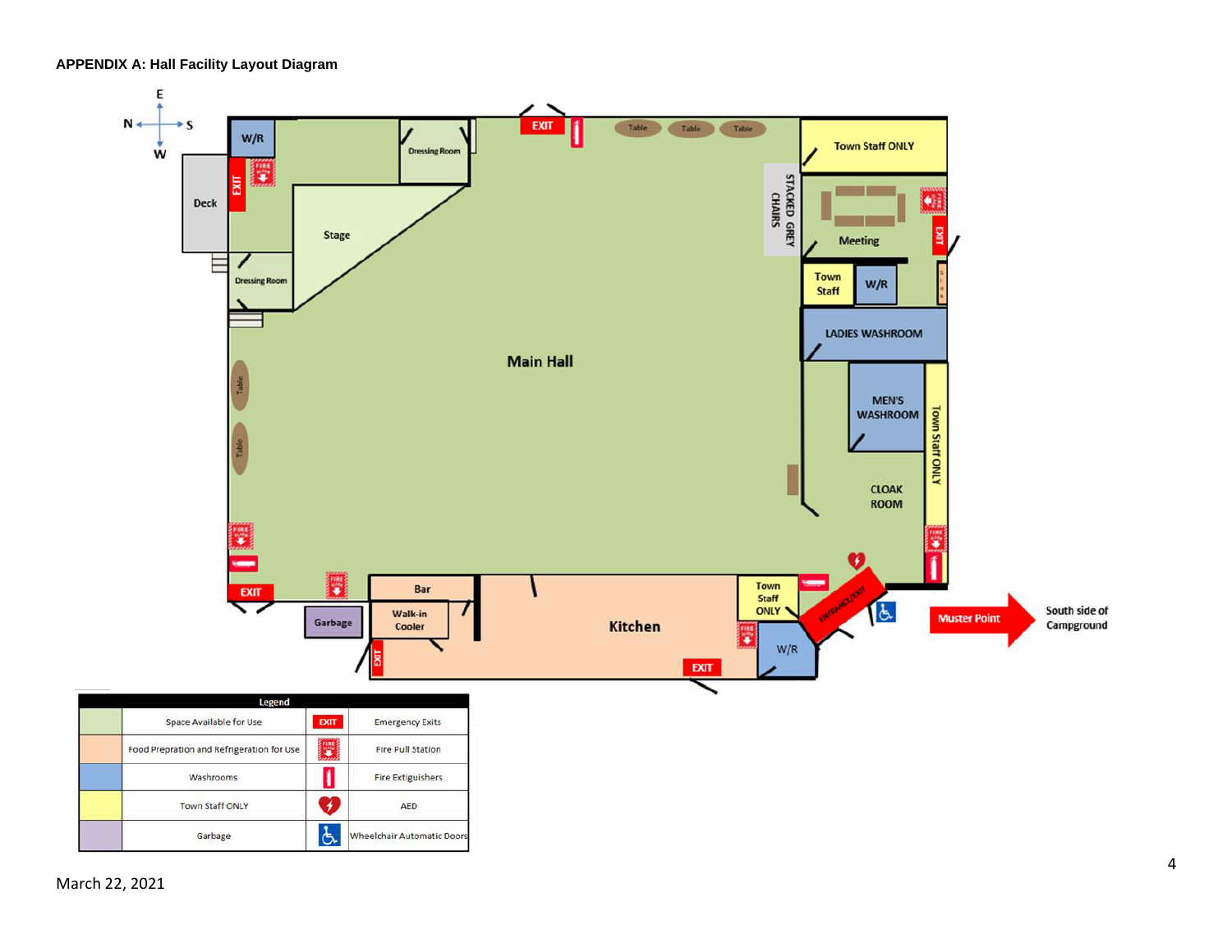**APPENDIX A: Hall Facility Layout Diagram**

E
N
S
W

W/R
EXIT
Deck
Dressing Room
Stage
Dressing Room
EXIT
Table
Table
Table
STACKED GREY CHAIRS
Town Staff ONLY
Meeting
EXIT
Town Staff
W/R
LADIES WASHROOM
Main Hall
Table
Table
MEN'S WASHROOM
Town Staff ONLY
CLOAK ROOM
EXIT
Garbage
Bar
Walk-in Cooler
Kitchen
Town Staff ONLY
ENTRANCE/EXIT
W/R
EXIT
EXIT
Muster Point
South side of Campground

| Legend | | | |
| --- | --- | --- | --- |
| | Space Available for Use | EXIT | Emergency Exits |
| | Food Prepration and Refrigeration for Use | | Fire Pull Station |
| | Washrooms | | Fire Extiguishers |
| | Town Staff ONLY | | AED |
| | Garbage | | Wheelchair Automatic Doors |

March 22, 2021